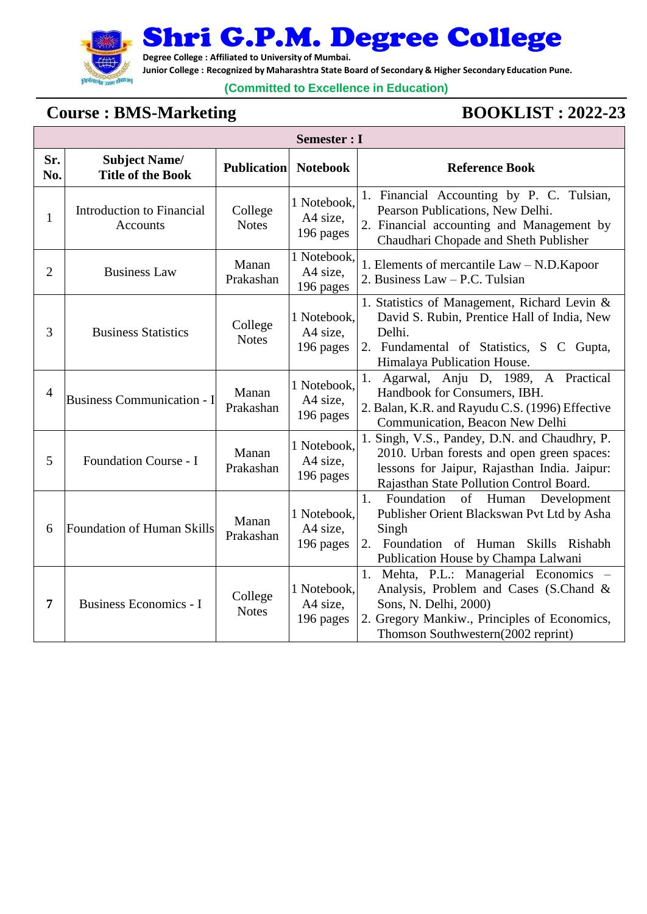# Shri G.P.M. Degree College

**Degree College : Affiliated to University of Mumbai.**
**Junior College : Recognized by Maharashtra State Board of Secondary & Higher Secondary Education Pune.**

**(Committed to Excellence in Education)**

## Course : BMS-Marketing

## BOOKLIST : 2022-23

| Semester : I | | | | |
|---|---|---|---|---|
| **Sr. No.** | **Subject Name/ Title of the Book** | **Publication** | **Notebook** | **Reference Book** |
| 1 | Introduction to Financial Accounts | College Notes | 1 Notebook, A4 size, 196 pages | 1. Financial Accounting by P. C. Tulsian, Pearson Publications, New Delhi.<br>2. Financial accounting and Management by Chaudhari Chopade and Sheth Publisher |
| 2 | Business Law | Manan Prakashan | 1 Notebook, A4 size, 196 pages | 1. Elements of mercantile Law – N.D.Kapoor<br>2. Business Law – P.C. Tulsian |
| 3 | Business Statistics | College Notes | 1 Notebook, A4 size, 196 pages | 1. Statistics of Management, Richard Levin & David S. Rubin, Prentice Hall of India, New Delhi.<br>2. Fundamental of Statistics, S C Gupta, Himalaya Publication House. |
| 4 | Business Communication - I | Manan Prakashan | 1 Notebook, A4 size, 196 pages | 1. Agarwal, Anju D, 1989, A Practical Handbook for Consumers, IBH.<br>2. Balan, K.R. and Rayudu C.S. (1996) Effective Communication, Beacon New Delhi |
| 5 | Foundation Course - I | Manan Prakashan | 1 Notebook, A4 size, 196 pages | 1. Singh, V.S., Pandey, D.N. and Chaudhry, P. 2010. Urban forests and open green spaces: lessons for Jaipur, Rajasthan India. Jaipur: Rajasthan State Pollution Control Board. |
| 6 | Foundation of Human Skills | Manan Prakashan | 1 Notebook, A4 size, 196 pages | 1. Foundation of Human Development Publisher Orient Blackswan Pvt Ltd by Asha Singh<br>2. Foundation of Human Skills Rishabh Publication House by Champa Lalwani |
| **7** | Business Economics - I | College Notes | 1 Notebook, A4 size, 196 pages | 1. Mehta, P.L.: Managerial Economics – Analysis, Problem and Cases (S.Chand & Sons, N. Delhi, 2000)<br>2. Gregory Mankiw., Principles of Economics, Thomson Southwestern(2002 reprint) |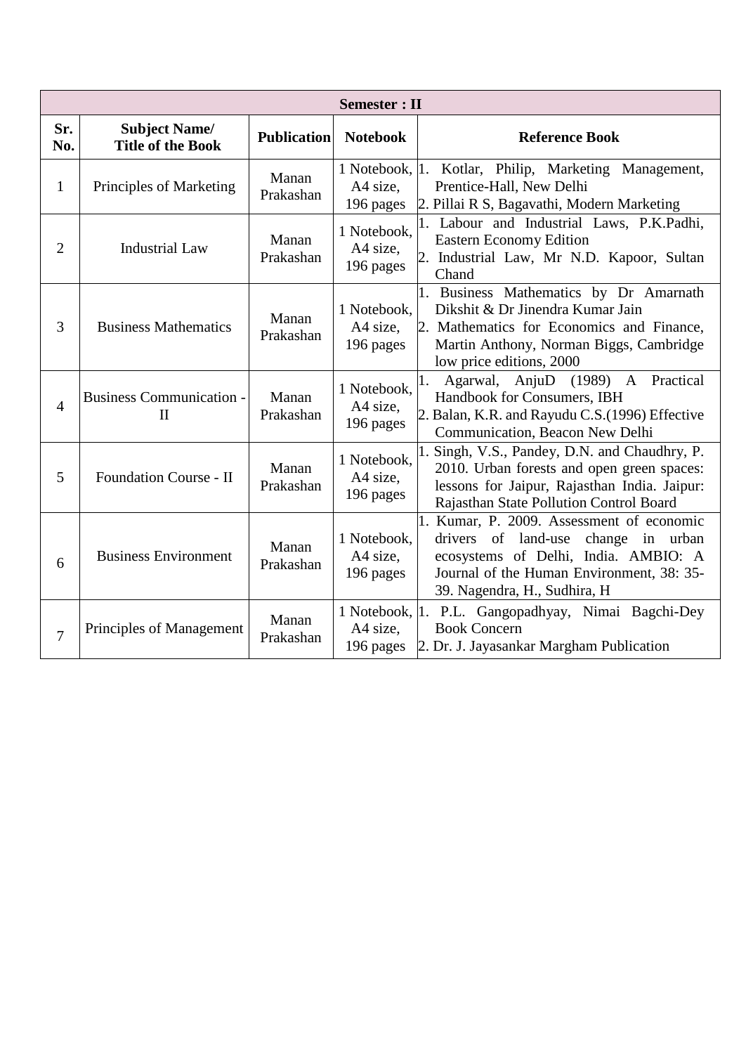| Semester : II | | | | |
|---|---|---|---|---|
| **Sr. No.** | **Subject Name/ Title of the Book** | **Publication** | **Notebook** | **Reference Book** |
| 1 | Principles of Marketing | Manan Prakashan | 1 Notebook, A4 size, 196 pages | 1. Kotlar, Philip, Marketing Management, Prentice-Hall, New Delhi<br>2. Pillai R S, Bagavathi, Modern Marketing |
| 2 | Industrial Law | Manan Prakashan | 1 Notebook, A4 size, 196 pages | 1. Labour and Industrial Laws, P.K.Padhi, Eastern Economy Edition<br>2. Industrial Law, Mr N.D. Kapoor, Sultan Chand |
| 3 | Business Mathematics | Manan Prakashan | 1 Notebook, A4 size, 196 pages | 1. Business Mathematics by Dr Amarnath Dikshit & Dr Jinendra Kumar Jain<br>2. Mathematics for Economics and Finance, Martin Anthony, Norman Biggs, Cambridge low price editions, 2000 |
| 4 | Business Communication - II | Manan Prakashan | 1 Notebook, A4 size, 196 pages | 1. Agarwal, AnjuD (1989) A Practical Handbook for Consumers, IBH<br>2. Balan, K.R. and Rayudu C.S.(1996) Effective Communication, Beacon New Delhi |
| 5 | Foundation Course - II | Manan Prakashan | 1 Notebook, A4 size, 196 pages | 1. Singh, V.S., Pandey, D.N. and Chaudhry, P. 2010. Urban forests and open green spaces: lessons for Jaipur, Rajasthan India. Jaipur: Rajasthan State Pollution Control Board |
| 6 | Business Environment | Manan Prakashan | 1 Notebook, A4 size, 196 pages | 1. Kumar, P. 2009. Assessment of economic drivers of land-use change in urban ecosystems of Delhi, India. AMBIO: A Journal of the Human Environment, 38: 35-39. Nagendra, H., Sudhira, H |
| 7 | Principles of Management | Manan Prakashan | 1 Notebook, A4 size, 196 pages | 1. P.L. Gangopadhyay, Nimai Bagchi-Dey Book Concern<br>2. Dr. J. Jayasankar Margham Publication |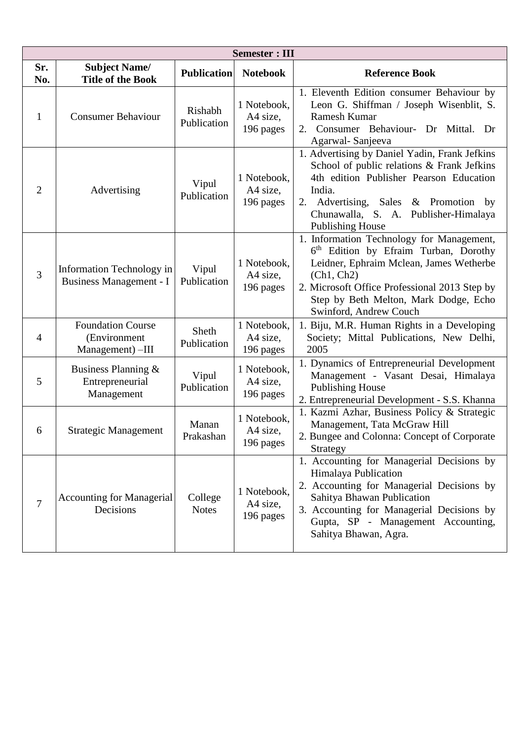| Semester : III | | | | |
|---|---|---|---|---|
| **Sr. No.** | **Subject Name/ Title of the Book** | **Publication** | **Notebook** | **Reference Book** |
| 1 | Consumer Behaviour | Rishabh Publication | 1 Notebook, A4 size, 196 pages | 1. Eleventh Edition consumer Behaviour by Leon G. Shiffman / Joseph Wisenblit, S. Ramesh Kumar<br>2. Consumer Behaviour- Dr Mittal. Dr Agarwal- Sanjeeva |
| 2 | Advertising | Vipul Publication | 1 Notebook, A4 size, 196 pages | 1. Advertising by Daniel Yadin, Frank Jefkins School of public relations & Frank Jefkins 4th edition Publisher Pearson Education India.<br>2. Advertising, Sales & Promotion by Chunawalla, S. A. Publisher-Himalaya Publishing House |
| 3 | Information Technology in Business Management - I | Vipul Publication | 1 Notebook, A4 size, 196 pages | 1. Information Technology for Management, 6th Edition by Efraim Turban, Dorothy Leidner, Ephraim Mclean, James Wetherbe (Ch1, Ch2)<br>2. Microsoft Office Professional 2013 Step by Step by Beth Melton, Mark Dodge, Echo Swinford, Andrew Couch |
| 4 | Foundation Course (Environment Management) –III | Sheth Publication | 1 Notebook, A4 size, 196 pages | 1. Biju, M.R. Human Rights in a Developing Society; Mittal Publications, New Delhi, 2005 |
| 5 | Business Planning & Entrepreneurial Management | Vipul Publication | 1 Notebook, A4 size, 196 pages | 1. Dynamics of Entrepreneurial Development Management - Vasant Desai, Himalaya Publishing House<br>2. Entrepreneurial Development - S.S. Khanna |
| 6 | Strategic Management | Manan Prakashan | 1 Notebook, A4 size, 196 pages | 1. Kazmi Azhar, Business Policy & Strategic Management, Tata McGraw Hill<br>2. Bungee and Colonna: Concept of Corporate Strategy |
| 7 | Accounting for Managerial Decisions | College Notes | 1 Notebook, A4 size, 196 pages | 1. Accounting for Managerial Decisions by Himalaya Publication<br>2. Accounting for Managerial Decisions by Sahitya Bhawan Publication<br>3. Accounting for Managerial Decisions by Gupta, SP - Management Accounting, Sahitya Bhawan, Agra. |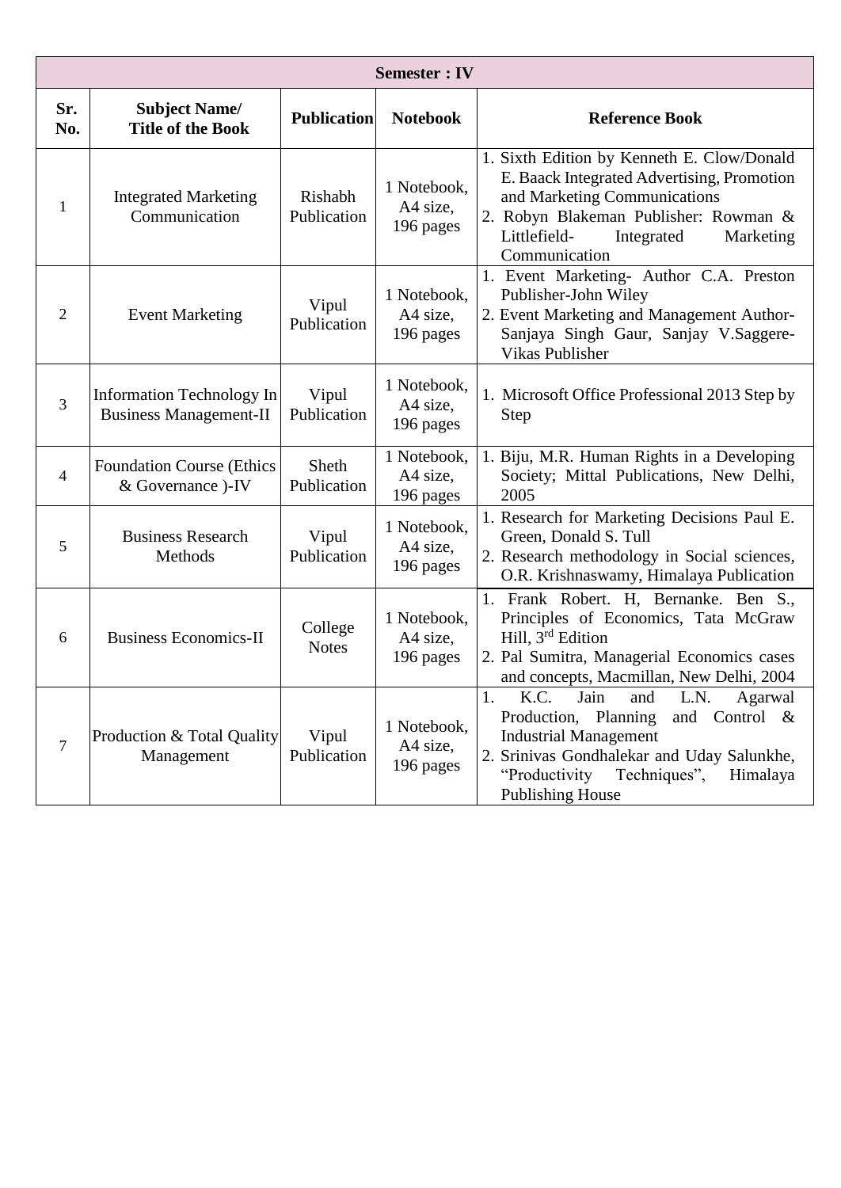| Semester : IV | | | | |
|---|---|---|---|---|
| **Sr. No.** | **Subject Name/ Title of the Book** | **Publication** | **Notebook** | **Reference Book** |
| 1 | Integrated Marketing Communication | Rishabh Publication | 1 Notebook, A4 size, 196 pages | 1. Sixth Edition by Kenneth E. Clow/Donald E. Baack Integrated Advertising, Promotion and Marketing Communications<br>2. Robyn Blakeman Publisher: Rowman & Littlefield- Integrated Marketing Communication |
| 2 | Event Marketing | Vipul Publication | 1 Notebook, A4 size, 196 pages | 1. Event Marketing- Author C.A. Preston Publisher-John Wiley<br>2. Event Marketing and Management Author-Sanjaya Singh Gaur, Sanjay V.Saggere-Vikas Publisher |
| 3 | Information Technology In Business Management-II | Vipul Publication | 1 Notebook, A4 size, 196 pages | 1. Microsoft Office Professional 2013 Step by Step |
| 4 | Foundation Course (Ethics & Governance )-IV | Sheth Publication | 1 Notebook, A4 size, 196 pages | 1. Biju, M.R. Human Rights in a Developing Society; Mittal Publications, New Delhi, 2005 |
| 5 | Business Research Methods | Vipul Publication | 1 Notebook, A4 size, 196 pages | 1. Research for Marketing Decisions Paul E. Green, Donald S. Tull<br>2. Research methodology in Social sciences, O.R. Krishnaswamy, Himalaya Publication |
| 6 | Business Economics-II | College Notes | 1 Notebook, A4 size, 196 pages | 1. Frank Robert. H, Bernanke. Ben S., Principles of Economics, Tata McGraw Hill, 3rd Edition<br>2. Pal Sumitra, Managerial Economics cases and concepts, Macmillan, New Delhi, 2004 |
| 7 | Production & Total Quality Management | Vipul Publication | 1 Notebook, A4 size, 196 pages | 1. K.C. Jain and L.N. Agarwal Production, Planning and Control & Industrial Management<br>2. Srinivas Gondhalekar and Uday Salunkhe, "Productivity Techniques", Himalaya Publishing House |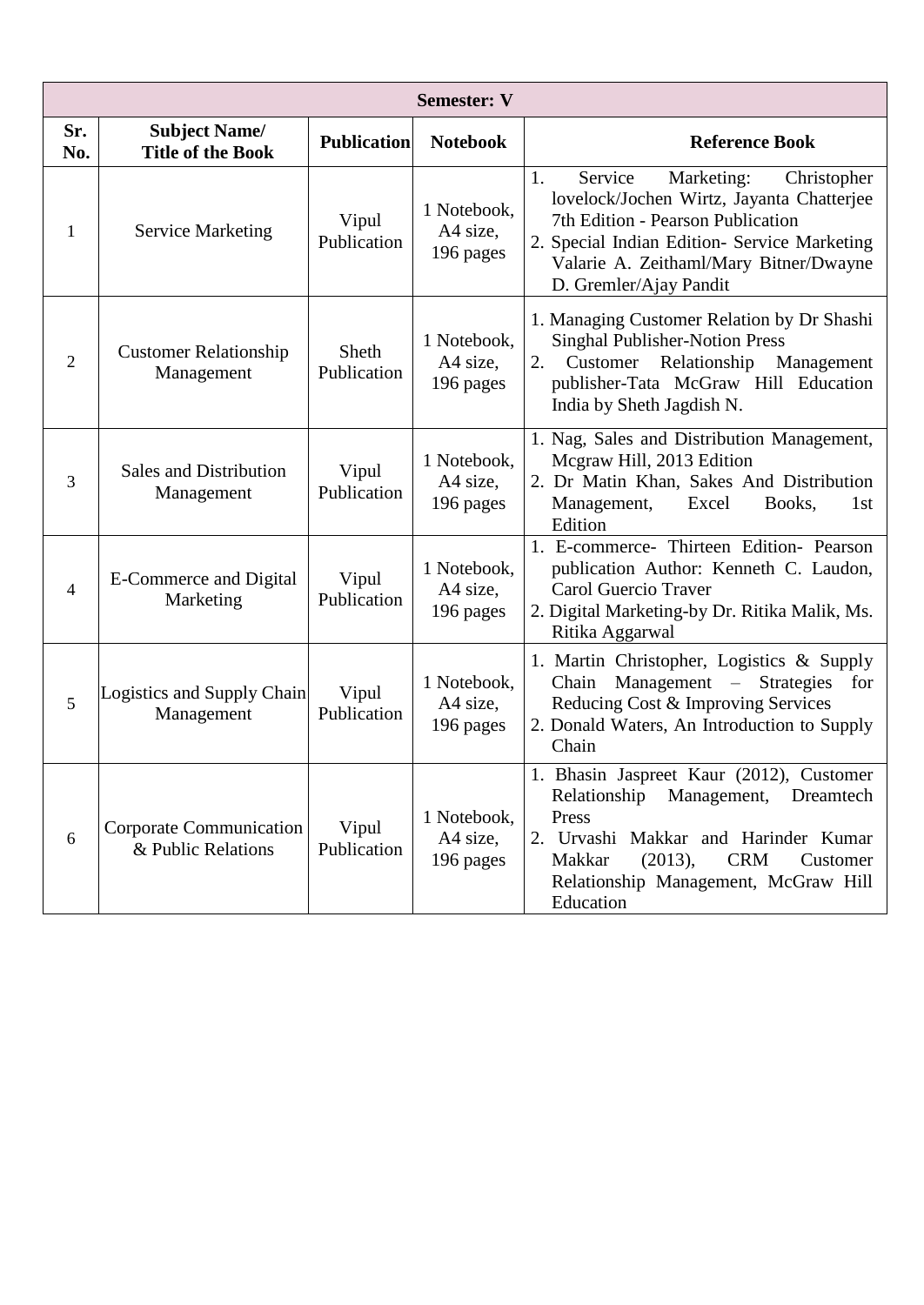| Semester: V | | | | |
|---|---|---|---|---|
| **Sr. No.** | **Subject Name/ Title of the Book** | **Publication** | **Notebook** | **Reference Book** |
| 1 | Service Marketing | Vipul Publication | 1 Notebook, A4 size, 196 pages | 1. Service Marketing: Christopher lovelock/Jochen Wirtz, Jayanta Chatterjee 7th Edition - Pearson Publication<br>2. Special Indian Edition- Service Marketing Valarie A. Zeithaml/Mary Bitner/Dwayne D. Gremler/Ajay Pandit |
| 2 | Customer Relationship Management | Sheth Publication | 1 Notebook, A4 size, 196 pages | 1. Managing Customer Relation by Dr Shashi Singhal Publisher-Notion Press<br>2. Customer Relationship Management publisher-Tata McGraw Hill Education India by Sheth Jagdish N. |
| 3 | Sales and Distribution Management | Vipul Publication | 1 Notebook, A4 size, 196 pages | 1. Nag, Sales and Distribution Management, Mcgraw Hill, 2013 Edition<br>2. Dr Matin Khan, Sakes And Distribution Management, Excel Books, 1st Edition |
| 4 | E-Commerce and Digital Marketing | Vipul Publication | 1 Notebook, A4 size, 196 pages | 1. E-commerce- Thirteen Edition- Pearson publication Author: Kenneth C. Laudon, Carol Guercio Traver<br>2. Digital Marketing-by Dr. Ritika Malik, Ms. Ritika Aggarwal |
| 5 | Logistics and Supply Chain Management | Vipul Publication | 1 Notebook, A4 size, 196 pages | 1. Martin Christopher, Logistics & Supply Chain Management – Strategies for Reducing Cost & Improving Services<br>2. Donald Waters, An Introduction to Supply Chain |
| 6 | Corporate Communication & Public Relations | Vipul Publication | 1 Notebook, A4 size, 196 pages | 1. Bhasin Jaspreet Kaur (2012), Customer Relationship Management, Dreamtech Press<br>2. Urvashi Makkar and Harinder Kumar Makkar (2013), CRM Customer Relationship Management, McGraw Hill Education |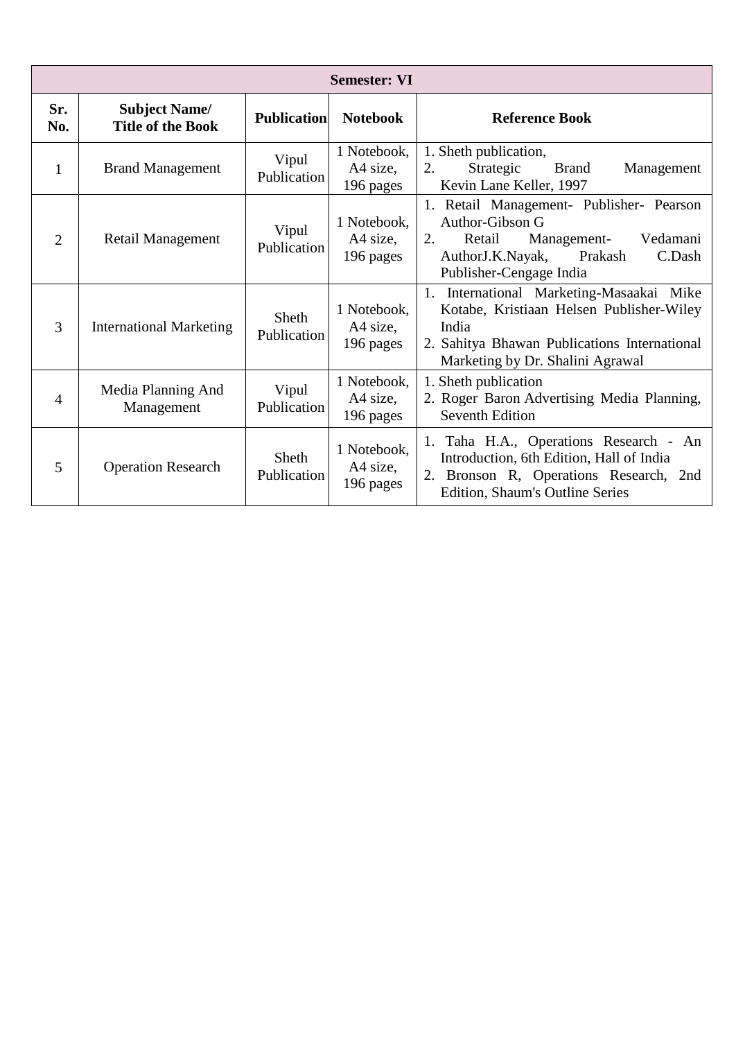| Semester: VI | | | | |
|---|---|---|---|---|
| **Sr. No.** | **Subject Name/ Title of the Book** | **Publication** | **Notebook** | **Reference Book** |
| 1 | Brand Management | Vipul Publication | 1 Notebook, A4 size, 196 pages | 1. Sheth publication, 2. Strategic Brand Management Kevin Lane Keller, 1997 |
| 2 | Retail Management | Vipul Publication | 1 Notebook, A4 size, 196 pages | 1. Retail Management- Publisher- Pearson Author-Gibson G 2. Retail Management- Vedamani AuthorJ.K.Nayak, Prakash C.Dash Publisher-Cengage India |
| 3 | International Marketing | Sheth Publication | 1 Notebook, A4 size, 196 pages | 1. International Marketing-Masaakai Mike Kotabe, Kristiaan Helsen Publisher-Wiley India 2. Sahitya Bhawan Publications International Marketing by Dr. Shalini Agrawal |
| 4 | Media Planning And Management | Vipul Publication | 1 Notebook, A4 size, 196 pages | 1. Sheth publication 2. Roger Baron Advertising Media Planning, Seventh Edition |
| 5 | Operation Research | Sheth Publication | 1 Notebook, A4 size, 196 pages | 1. Taha H.A., Operations Research - An Introduction, 6th Edition, Hall of India 2. Bronson R, Operations Research, 2nd Edition, Shaum's Outline Series |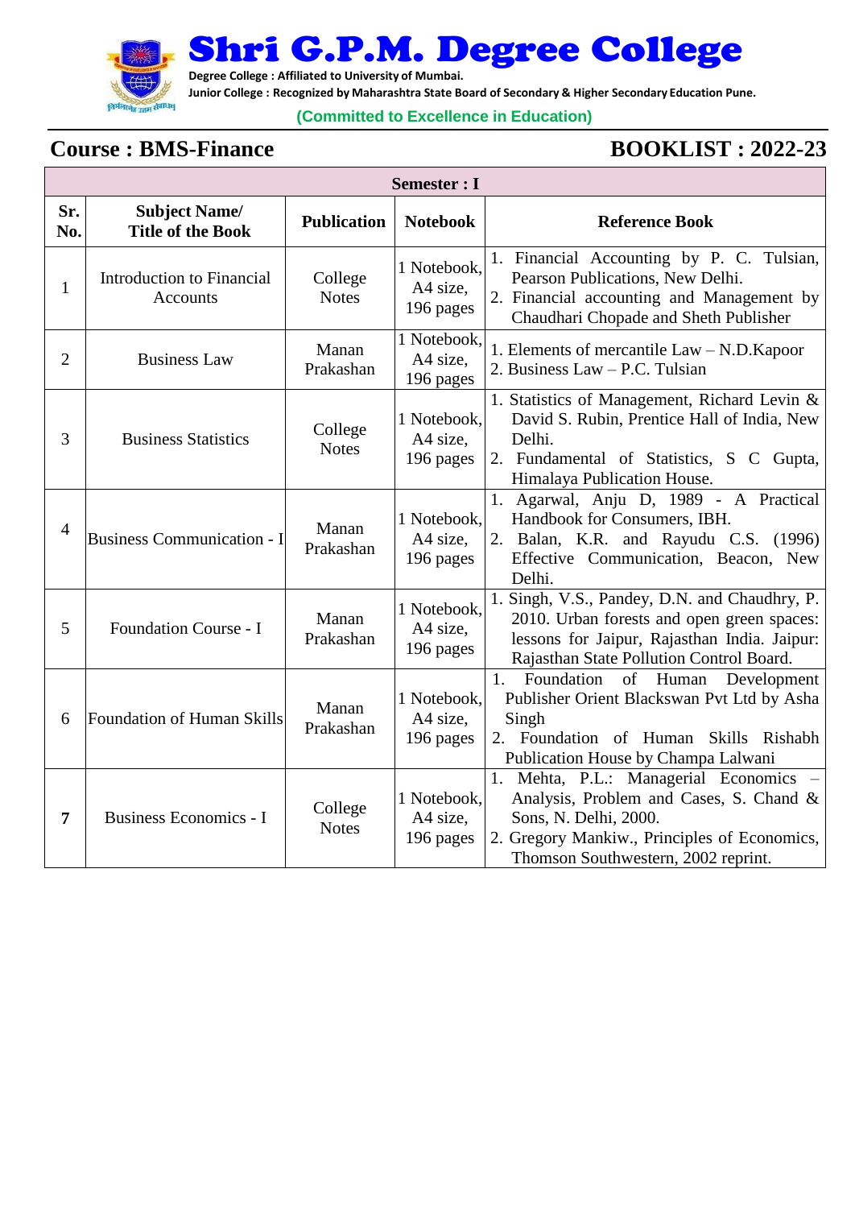# Shri G.P.M. Degree College

**Degree College : Affiliated to University of Mumbai.**

**Junior College : Recognized by Maharashtra State Board of Secondary & Higher Secondary Education Pune.**

**(Committed to Excellence in Education)**

## Course : BMS-Finance

## BOOKLIST : 2022-23

| Semester : I | | | | |
|---|---|---|---|---|
| **Sr. No.** | **Subject Name/ Title of the Book** | **Publication** | **Notebook** | **Reference Book** |
| 1 | Introduction to Financial Accounts | College Notes | 1 Notebook, A4 size, 196 pages | 1. Financial Accounting by P. C. Tulsian, Pearson Publications, New Delhi. 2. Financial accounting and Management by Chaudhari Chopade and Sheth Publisher |
| 2 | Business Law | Manan Prakashan | 1 Notebook, A4 size, 196 pages | 1. Elements of mercantile Law – N.D.Kapoor 2. Business Law – P.C. Tulsian |
| 3 | Business Statistics | College Notes | 1 Notebook, A4 size, 196 pages | 1. Statistics of Management, Richard Levin & David S. Rubin, Prentice Hall of India, New Delhi. 2. Fundamental of Statistics, S C Gupta, Himalaya Publication House. |
| 4 | Business Communication - I | Manan Prakashan | 1 Notebook, A4 size, 196 pages | 1. Agarwal, Anju D, 1989 - A Practical Handbook for Consumers, IBH. 2. Balan, K.R. and Rayudu C.S. (1996) Effective Communication, Beacon, New Delhi. |
| 5 | Foundation Course - I | Manan Prakashan | 1 Notebook, A4 size, 196 pages | 1. Singh, V.S., Pandey, D.N. and Chaudhry, P. 2010. Urban forests and open green spaces: lessons for Jaipur, Rajasthan India. Jaipur: Rajasthan State Pollution Control Board. |
| 6 | Foundation of Human Skills | Manan Prakashan | 1 Notebook, A4 size, 196 pages | 1. Foundation of Human Development Publisher Orient Blackswan Pvt Ltd by Asha Singh 2. Foundation of Human Skills Rishabh Publication House by Champa Lalwani |
| 7 | Business Economics - I | College Notes | 1 Notebook, A4 size, 196 pages | 1. Mehta, P.L.: Managerial Economics – Analysis, Problem and Cases, S. Chand & Sons, N. Delhi, 2000. 2. Gregory Mankiw., Principles of Economics, Thomson Southwestern, 2002 reprint. |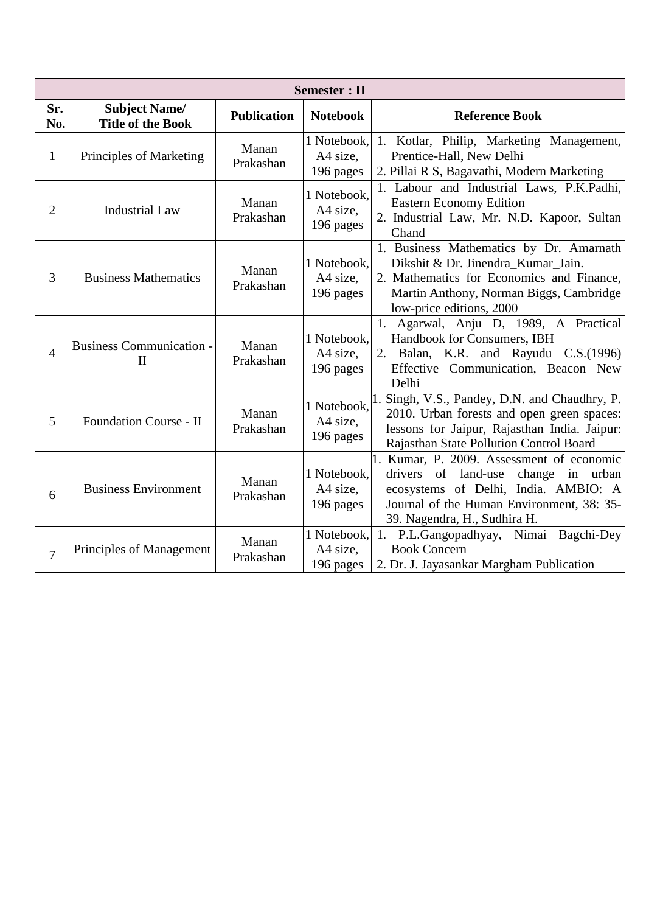| Semester : II | | | | |
|---|---|---|---|---|
| **Sr. No.** | **Subject Name/ Title of the Book** | **Publication** | **Notebook** | **Reference Book** |
| 1 | Principles of Marketing | Manan Prakashan | 1 Notebook, A4 size, 196 pages | 1. Kotlar, Philip, Marketing Management, Prentice-Hall, New Delhi<br>2. Pillai R S, Bagavathi, Modern Marketing |
| 2 | Industrial Law | Manan Prakashan | 1 Notebook, A4 size, 196 pages | 1. Labour and Industrial Laws, P.K.Padhi, Eastern Economy Edition<br>2. Industrial Law, Mr. N.D. Kapoor, Sultan Chand |
| 3 | Business Mathematics | Manan Prakashan | 1 Notebook, A4 size, 196 pages | 1. Business Mathematics by Dr. Amarnath Dikshit & Dr. Jinendra_Kumar_Jain.<br>2. Mathematics for Economics and Finance, Martin Anthony, Norman Biggs, Cambridge low-price editions, 2000 |
| 4 | Business Communication - II | Manan Prakashan | 1 Notebook, A4 size, 196 pages | 1. Agarwal, Anju D, 1989, A Practical Handbook for Consumers, IBH<br>2. Balan, K.R. and Rayudu C.S.(1996) Effective Communication, Beacon New Delhi |
| 5 | Foundation Course - II | Manan Prakashan | 1 Notebook, A4 size, 196 pages | 1. Singh, V.S., Pandey, D.N. and Chaudhry, P. 2010. Urban forests and open green spaces: lessons for Jaipur, Rajasthan India. Jaipur: Rajasthan State Pollution Control Board |
| 6 | Business Environment | Manan Prakashan | 1 Notebook, A4 size, 196 pages | 1. Kumar, P. 2009. Assessment of economic drivers of land-use change in urban ecosystems of Delhi, India. AMBIO: A Journal of the Human Environment, 38: 35-39. Nagendra, H., Sudhira H. |
| 7 | Principles of Management | Manan Prakashan | 1 Notebook, A4 size, 196 pages | 1. P.L.Gangopadhyay, Nimai Bagchi-Dey Book Concern<br>2. Dr. J. Jayasankar Margham Publication |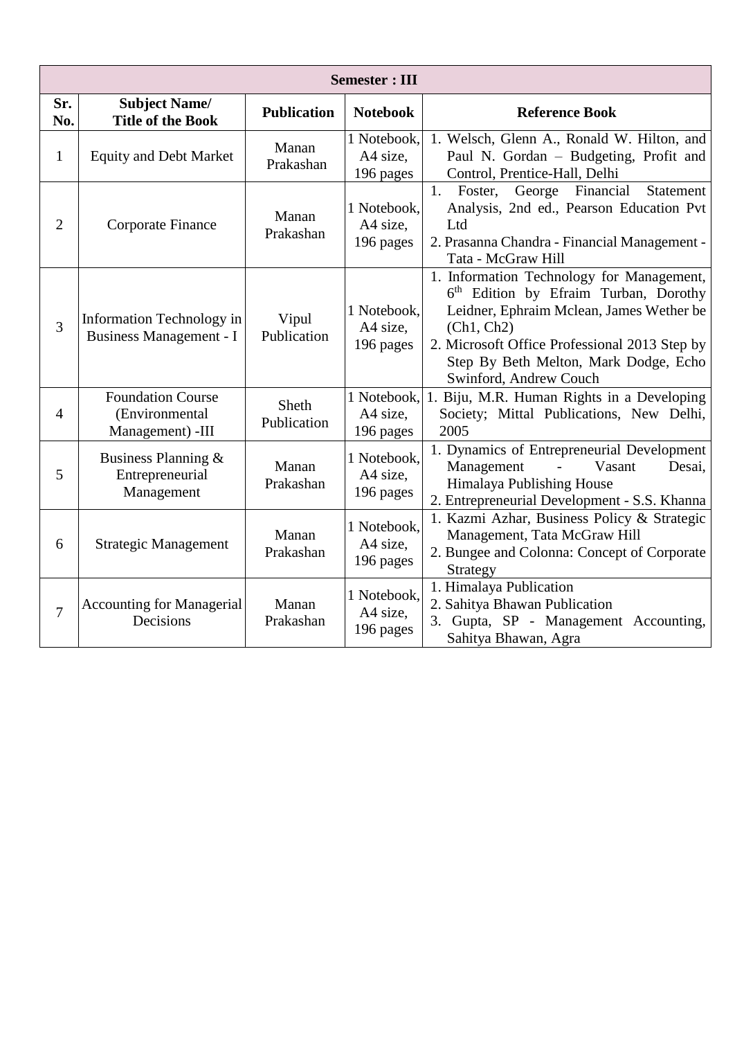| Semester : III | | | | |
|---|---|---|---|---|
| **Sr. No.** | **Subject Name/ Title of the Book** | **Publication** | **Notebook** | **Reference Book** |
| 1 | Equity and Debt Market | Manan Prakashan | 1 Notebook, A4 size, 196 pages | 1. Welsch, Glenn A., Ronald W. Hilton, and Paul N. Gordan – Budgeting, Profit and Control, Prentice-Hall, Delhi |
| 2 | Corporate Finance | Manan Prakashan | 1 Notebook, A4 size, 196 pages | 1. Foster, George Financial Statement Analysis, 2nd ed., Pearson Education Pvt Ltd<br>2. Prasanna Chandra - Financial Management - Tata - McGraw Hill |
| 3 | Information Technology in Business Management - I | Vipul Publication | 1 Notebook, A4 size, 196 pages | 1. Information Technology for Management, 6th Edition by Efraim Turban, Dorothy Leidner, Ephraim Mclean, James Wether be (Ch1, Ch2)<br>2. Microsoft Office Professional 2013 Step by Step By Beth Melton, Mark Dodge, Echo Swinford, Andrew Couch |
| 4 | Foundation Course (Environmental Management) -III | Sheth Publication | 1 Notebook, A4 size, 196 pages | 1. Biju, M.R. Human Rights in a Developing Society; Mittal Publications, New Delhi, 2005 |
| 5 | Business Planning & Entrepreneurial Management | Manan Prakashan | 1 Notebook, A4 size, 196 pages | 1. Dynamics of Entrepreneurial Development Management - Vasant Desai, Himalaya Publishing House<br>2. Entrepreneurial Development - S.S. Khanna |
| 6 | Strategic Management | Manan Prakashan | 1 Notebook, A4 size, 196 pages | 1. Kazmi Azhar, Business Policy & Strategic Management, Tata McGraw Hill<br>2. Bungee and Colonna: Concept of Corporate Strategy |
| 7 | Accounting for Managerial Decisions | Manan Prakashan | 1 Notebook, A4 size, 196 pages | 1. Himalaya Publication<br>2. Sahitya Bhawan Publication<br>3. Gupta, SP - Management Accounting, Sahitya Bhawan, Agra |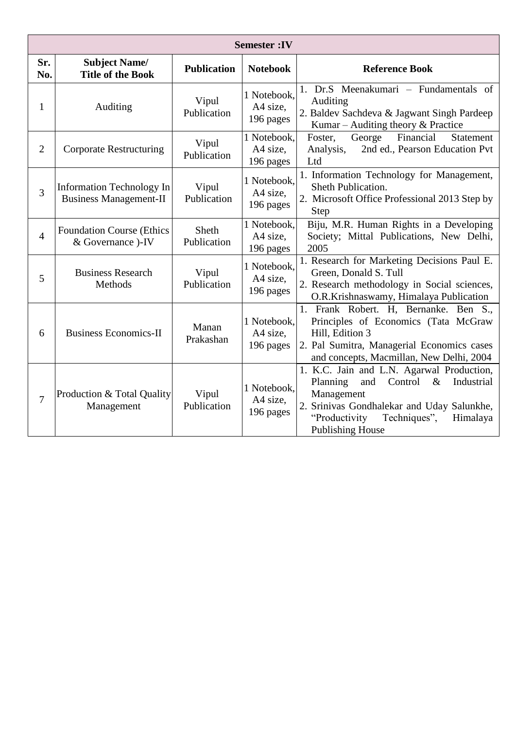| Semester :IV | | | | |
|---|---|---|---|---|
| **Sr. No.** | **Subject Name/ Title of the Book** | **Publication** | **Notebook** | **Reference Book** |
| 1 | Auditing | Vipul Publication | 1 Notebook, A4 size, 196 pages | 1. Dr.S Meenakumari – Fundamentals of Auditing<br>2. Baldev Sachdeva & Jagwant Singh Pardeep Kumar – Auditing theory & Practice |
| 2 | Corporate Restructuring | Vipul Publication | 1 Notebook, A4 size, 196 pages | Foster, George Financial Statement Analysis, 2nd ed., Pearson Education Pvt Ltd |
| 3 | Information Technology In Business Management-II | Vipul Publication | 1 Notebook, A4 size, 196 pages | 1. Information Technology for Management, Sheth Publication.<br>2. Microsoft Office Professional 2013 Step by Step |
| 4 | Foundation Course (Ethics & Governance )-IV | Sheth Publication | 1 Notebook, A4 size, 196 pages | Biju, M.R. Human Rights in a Developing Society; Mittal Publications, New Delhi, 2005 |
| 5 | Business Research Methods | Vipul Publication | 1 Notebook, A4 size, 196 pages | 1. Research for Marketing Decisions Paul E. Green, Donald S. Tull<br>2. Research methodology in Social sciences, O.R.Krishnaswamy, Himalaya Publication |
| 6 | Business Economics-II | Manan Prakashan | 1 Notebook, A4 size, 196 pages | 1. Frank Robert. H, Bernanke. Ben S., Principles of Economics (Tata McGraw Hill, Edition 3<br>2. Pal Sumitra, Managerial Economics cases and concepts, Macmillan, New Delhi, 2004 |
| 7 | Production & Total Quality Management | Vipul Publication | 1 Notebook, A4 size, 196 pages | 1. K.C. Jain and L.N. Agarwal Production, Planning and Control & Industrial Management<br>2. Srinivas Gondhalekar and Uday Salunkhe, "Productivity Techniques", Himalaya Publishing House |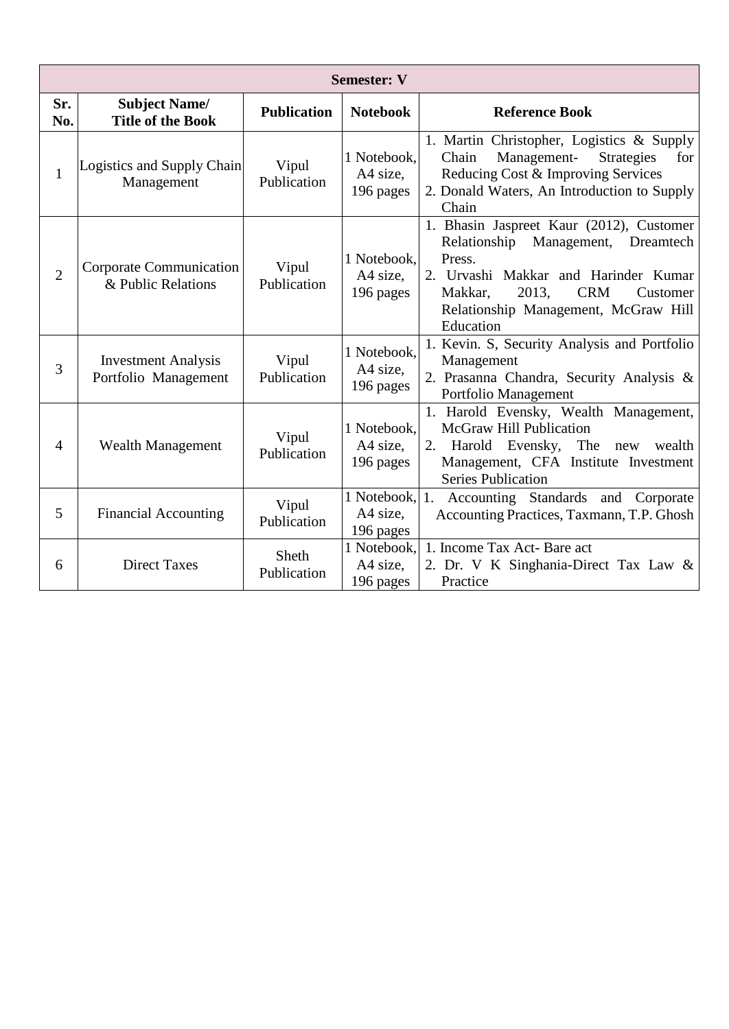| Semester: V | | | | |
|---|---|---|---|---|
| **Sr. No.** | **Subject Name/ Title of the Book** | **Publication** | **Notebook** | **Reference Book** |
| 1 | Logistics and Supply Chain Management | Vipul Publication | 1 Notebook, A4 size, 196 pages | 1. Martin Christopher, Logistics & Supply Chain Management- Strategies for Reducing Cost & Improving Services<br>2. Donald Waters, An Introduction to Supply Chain |
| 2 | Corporate Communication & Public Relations | Vipul Publication | 1 Notebook, A4 size, 196 pages | 1. Bhasin Jaspreet Kaur (2012), Customer Relationship Management, Dreamtech Press.<br>2. Urvashi Makkar and Harinder Kumar Makkar, 2013, CRM Customer Relationship Management, McGraw Hill Education |
| 3 | Investment Analysis Portfolio Management | Vipul Publication | 1 Notebook, A4 size, 196 pages | 1. Kevin. S, Security Analysis and Portfolio Management<br>2. Prasanna Chandra, Security Analysis & Portfolio Management |
| 4 | Wealth Management | Vipul Publication | 1 Notebook, A4 size, 196 pages | 1. Harold Evensky, Wealth Management, McGraw Hill Publication<br>2. Harold Evensky, The new wealth Management, CFA Institute Investment Series Publication |
| 5 | Financial Accounting | Vipul Publication | 1 Notebook, A4 size, 196 pages | 1. Accounting Standards and Corporate Accounting Practices, Taxmann, T.P. Ghosh |
| 6 | Direct Taxes | Sheth Publication | 1 Notebook, A4 size, 196 pages | 1. Income Tax Act- Bare act<br>2. Dr. V K Singhania-Direct Tax Law & Practice |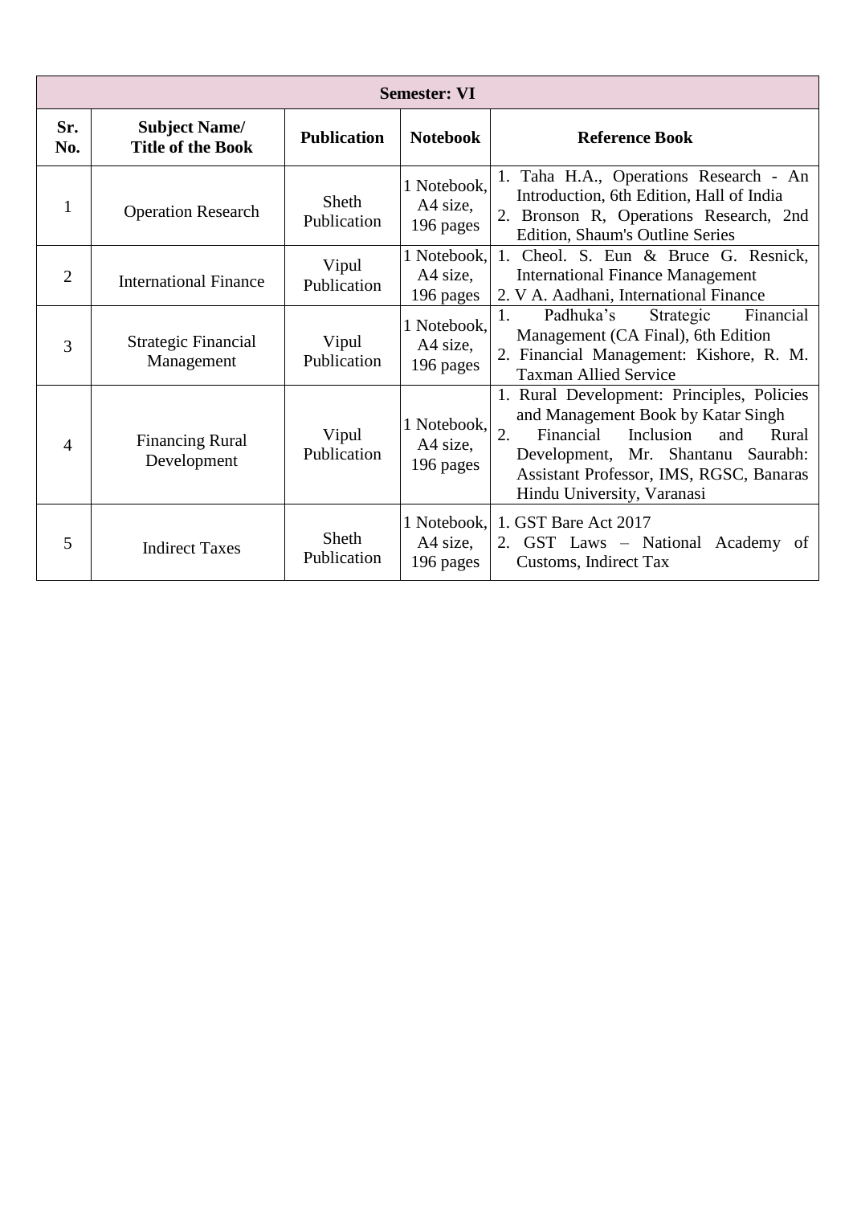| Semester: VI | | | | |
|---|---|---|---|---|
| **Sr. No.** | **Subject Name/ Title of the Book** | **Publication** | **Notebook** | **Reference Book** |
| 1 | Operation Research | Sheth Publication | 1 Notebook, A4 size, 196 pages | 1. Taha H.A., Operations Research - An Introduction, 6th Edition, Hall of India<br>2. Bronson R, Operations Research, 2nd Edition, Shaum's Outline Series |
| 2 | International Finance | Vipul Publication | 1 Notebook, A4 size, 196 pages | 1. Cheol. S. Eun & Bruce G. Resnick, International Finance Management<br>2. V A. Aadhani, International Finance |
| 3 | Strategic Financial Management | Vipul Publication | 1 Notebook, A4 size, 196 pages | 1. Padhuka's Strategic Financial Management (CA Final), 6th Edition<br>2. Financial Management: Kishore, R. M. Taxman Allied Service |
| 4 | Financing Rural Development | Vipul Publication | 1 Notebook, A4 size, 196 pages | 1. Rural Development: Principles, Policies and Management Book by Katar Singh<br>2. Financial Inclusion and Rural Development, Mr. Shantanu Saurabh: Assistant Professor, IMS, RGSC, Banaras Hindu University, Varanasi |
| 5 | Indirect Taxes | Sheth Publication | 1 Notebook, A4 size, 196 pages | 1. GST Bare Act 2017<br>2. GST Laws – National Academy of Customs, Indirect Tax |